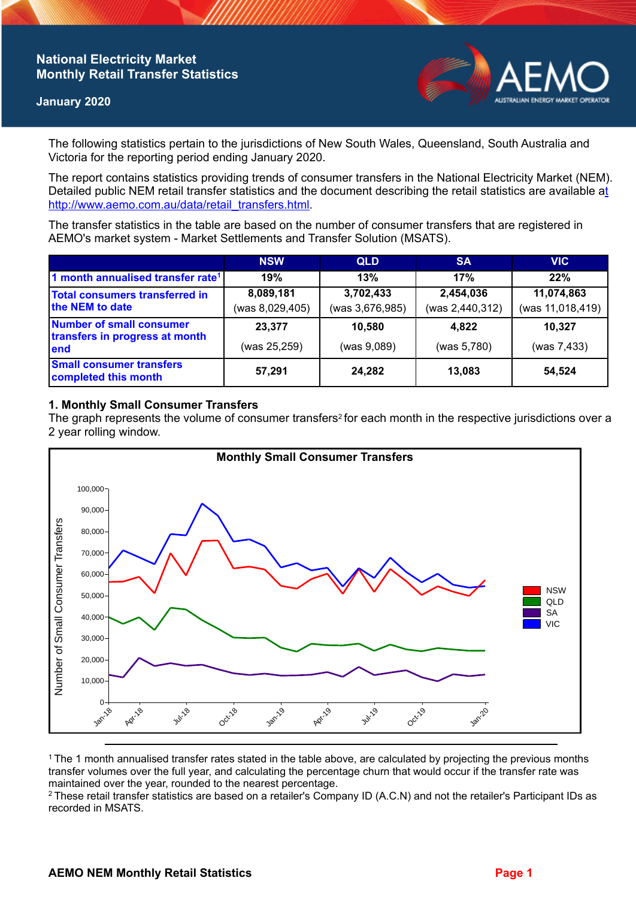National Electricity Market
Monthly Retail Transfer Statistics

January 2020

The following statistics pertain to the jurisdictions of New South Wales, Queensland, South Australia and Victoria for the reporting period ending January 2020.

The report contains statistics providing trends of consumer transfers in the National Electricity Market (NEM). Detailed public NEM retail transfer statistics and the document describing the retail statistics are available at http://www.aemo.com.au/data/retail_transfers.html.

The transfer statistics in the table are based on the number of consumer transfers that are registered in AEMO's market system - Market Settlements and Transfer Solution (MSATS).

| | NSW | QLD | SA | VIC |
|---|---|---|---|---|
| 1 month annualised transfer rate[1] | 19% | 13% | 17% | 22% |
| Total consumers transferred in the NEM to date | 8,089,181 (was 8,029,405) | 3,702,433 (was 3,676,985) | 2,454,036 (was 2,440,312) | 11,074,863 (was 11,018,419) |
| Number of small consumer transfers in progress at month end | 23,377 (was 25,259) | 10,580 (was 9,089) | 4,822 (was 5,780) | 10,327 (was 7,433) |
| Small consumer transfers completed this month | 57,291 | 24,282 | 13,083 | 54,524 |

## 1. Monthly Small Consumer Transfers

The graph represents the volume of consumer transfers[2] for each month in the respective jurisdictions over a 2 year rolling window.

[1] The 1 month annualised transfer rates stated in the table above, are calculated by projecting the previous months transfer volumes over the full year, and calculating the percentage churn that would occur if the transfer rate was maintained over the year, rounded to the nearest percentage.

[2] These retail transfer statistics are based on a retailer's Company ID (A.C.N) and not the retailer's Participant IDs as recorded in MSATS.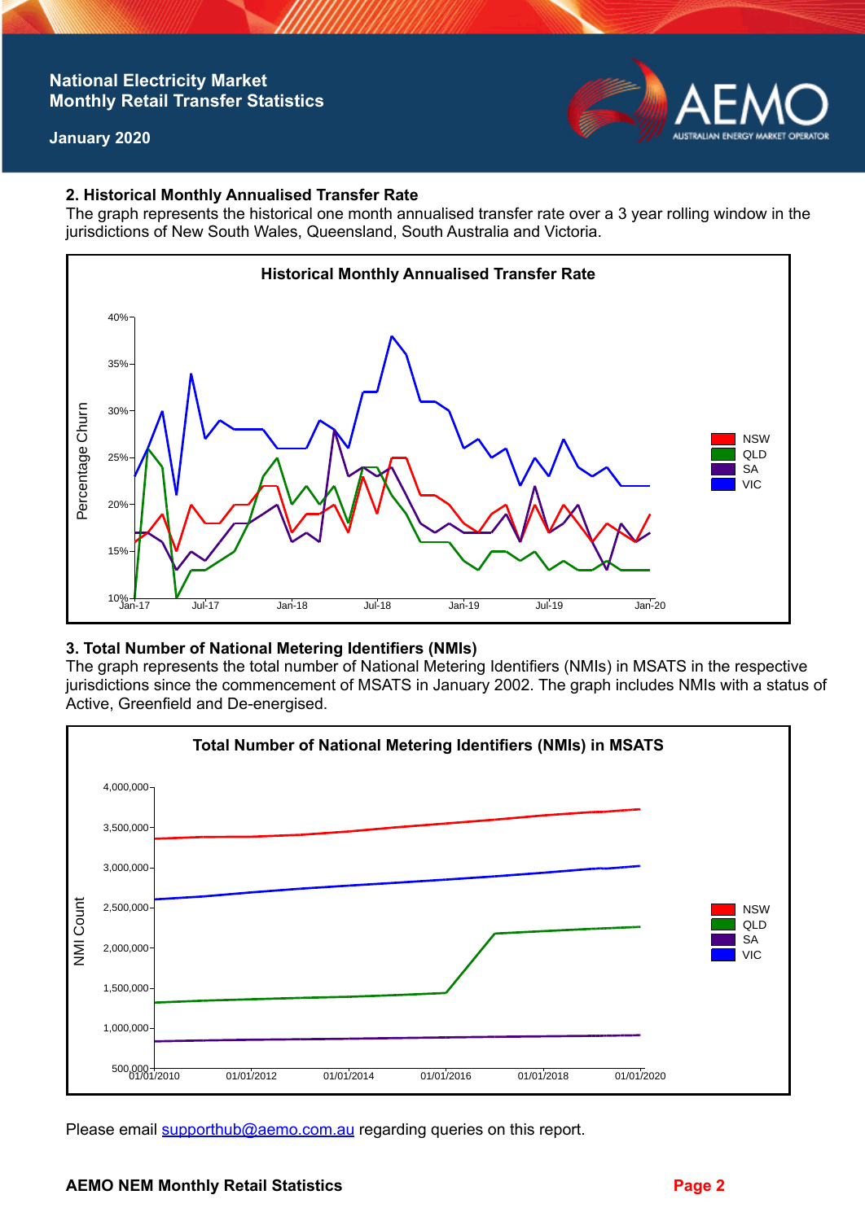## 2. Historical Monthly Annualised Transfer Rate

The graph represents the historical one month annualised transfer rate over a 3 year rolling window in the jurisdictions of New South Wales, Queensland, South Australia and Victoria.

Historical Monthly Annualised Transfer Rate

Percentage Churn

40%
35%
30%
25%
20%
15%
10%

Jan-17 Jul-17 Jan-18 Jul-18 Jan-19 Jul-19 Jan-20

NSW
QLD
SA
VIC

## 3. Total Number of National Metering Identifiers (NMIs)

The graph represents the total number of National Metering Identifiers (NMIs) in MSATS in the respective jurisdictions since the commencement of MSATS in January 2002. The graph includes NMIs with a status of Active, Greenfield and De-energised.

Total Number of National Metering Identifiers (NMIs) in MSATS

NMI Count

4,000,000
3,500,000
3,000,000
2,500,000
2,000,000
1,500,000
1,000,000
500,000

01/01/2010 01/01/2012 01/01/2014 01/01/2016 01/01/2018 01/01/2020

NSW
QLD
SA
VIC

Please email supporthub@aemo.com.au regarding queries on this report.